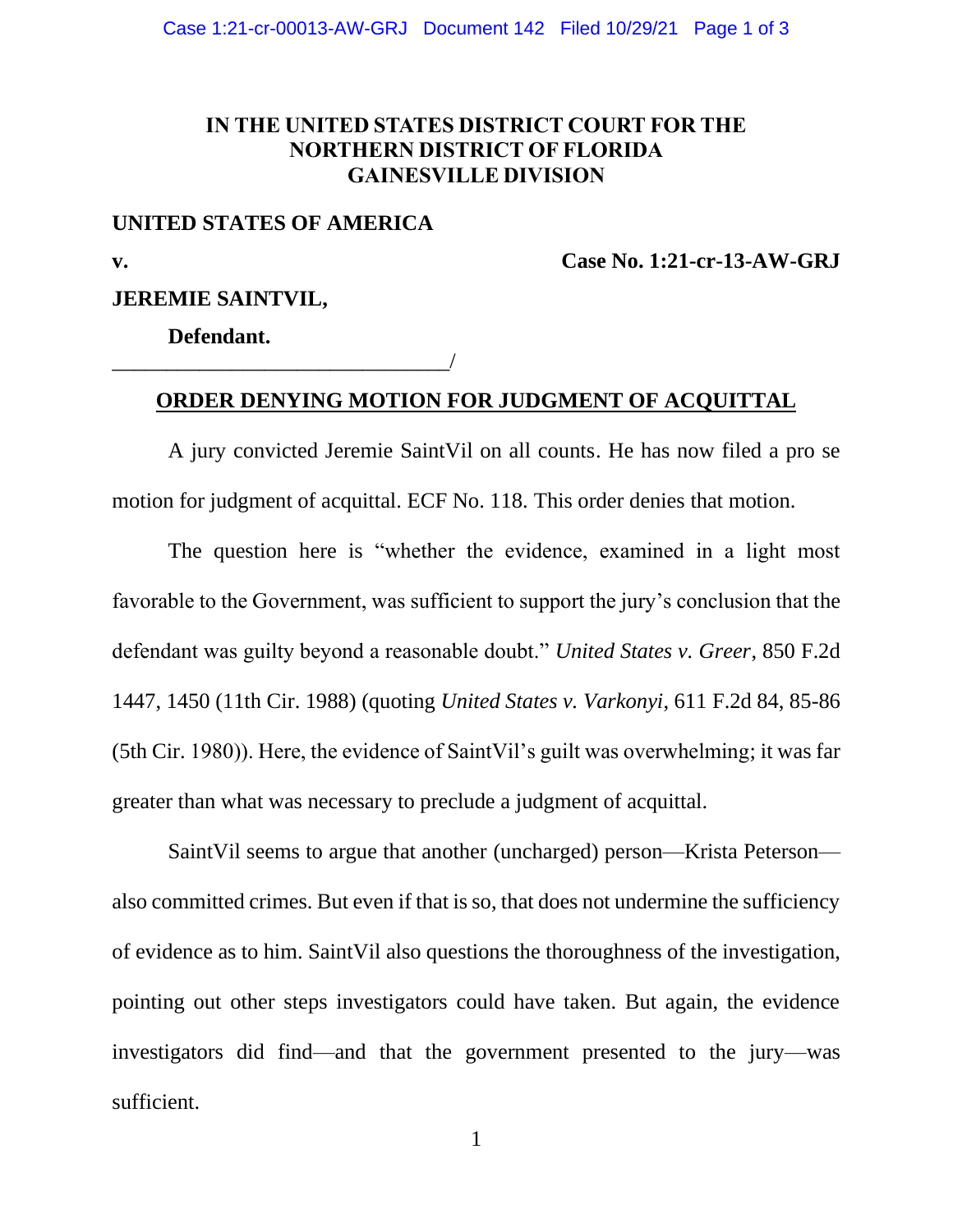**IN THE UNITED STATES DISTRICT COURT FOR THE NORTHERN DISTRICT OF FLORIDA GAINESVILLE DIVISION**

**UNITED STATES OF AMERICA**

**v.** **Case No. 1:21-cr-13-AW-GRJ**

**JEREMIE SAINTVIL,**

**Defendant.**

_______________________________/

## ORDER DENYING MOTION FOR JUDGMENT OF ACQUITTAL

A jury convicted Jeremie SaintVil on all counts. He has now filed a pro se motion for judgment of acquittal. ECF No. 118. This order denies that motion.

The question here is "whether the evidence, examined in a light most favorable to the Government, was sufficient to support the jury's conclusion that the defendant was guilty beyond a reasonable doubt." *United States v. Greer*, 850 F.2d 1447, 1450 (11th Cir. 1988) (quoting *United States v. Varkonyi*, 611 F.2d 84, 85-86 (5th Cir. 1980)). Here, the evidence of SaintVil's guilt was overwhelming; it was far greater than what was necessary to preclude a judgment of acquittal.

SaintVil seems to argue that another (uncharged) person—Krista Peterson—also committed crimes. But even if that is so, that does not undermine the sufficiency of evidence as to him. SaintVil also questions the thoroughness of the investigation, pointing out other steps investigators could have taken. But again, the evidence investigators did find—and that the government presented to the jury—was sufficient.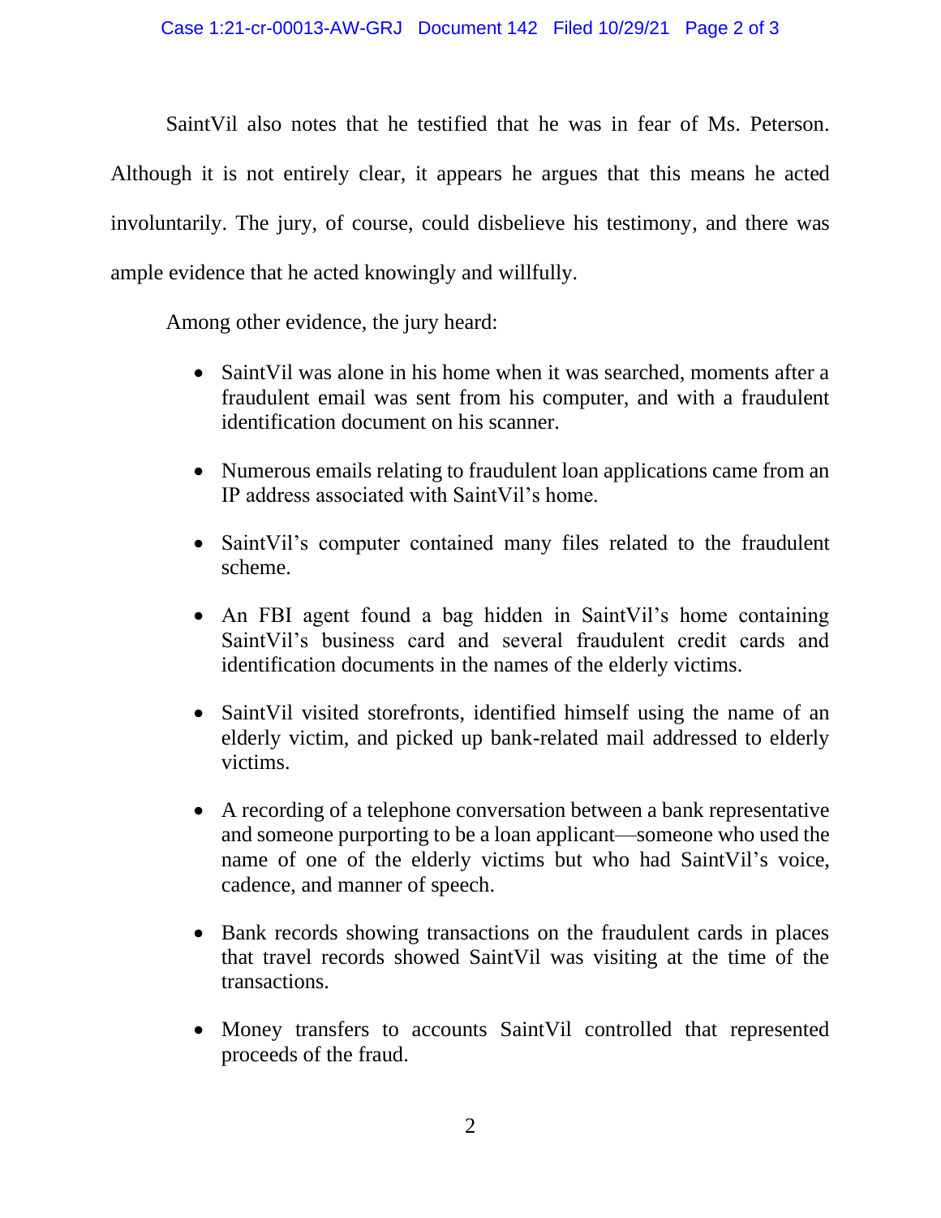SaintVil also notes that he testified that he was in fear of Ms. Peterson. Although it is not entirely clear, it appears he argues that this means he acted involuntarily. The jury, of course, could disbelieve his testimony, and there was ample evidence that he acted knowingly and willfully.

Among other evidence, the jury heard:

- SaintVil was alone in his home when it was searched, moments after a fraudulent email was sent from his computer, and with a fraudulent identification document on his scanner.

- Numerous emails relating to fraudulent loan applications came from an IP address associated with SaintVil's home.

- SaintVil's computer contained many files related to the fraudulent scheme.

- An FBI agent found a bag hidden in SaintVil's home containing SaintVil's business card and several fraudulent credit cards and identification documents in the names of the elderly victims.

- SaintVil visited storefronts, identified himself using the name of an elderly victim, and picked up bank-related mail addressed to elderly victims.

- A recording of a telephone conversation between a bank representative and someone purporting to be a loan applicant—someone who used the name of one of the elderly victims but who had SaintVil's voice, cadence, and manner of speech.

- Bank records showing transactions on the fraudulent cards in places that travel records showed SaintVil was visiting at the time of the transactions.

- Money transfers to accounts SaintVil controlled that represented proceeds of the fraud.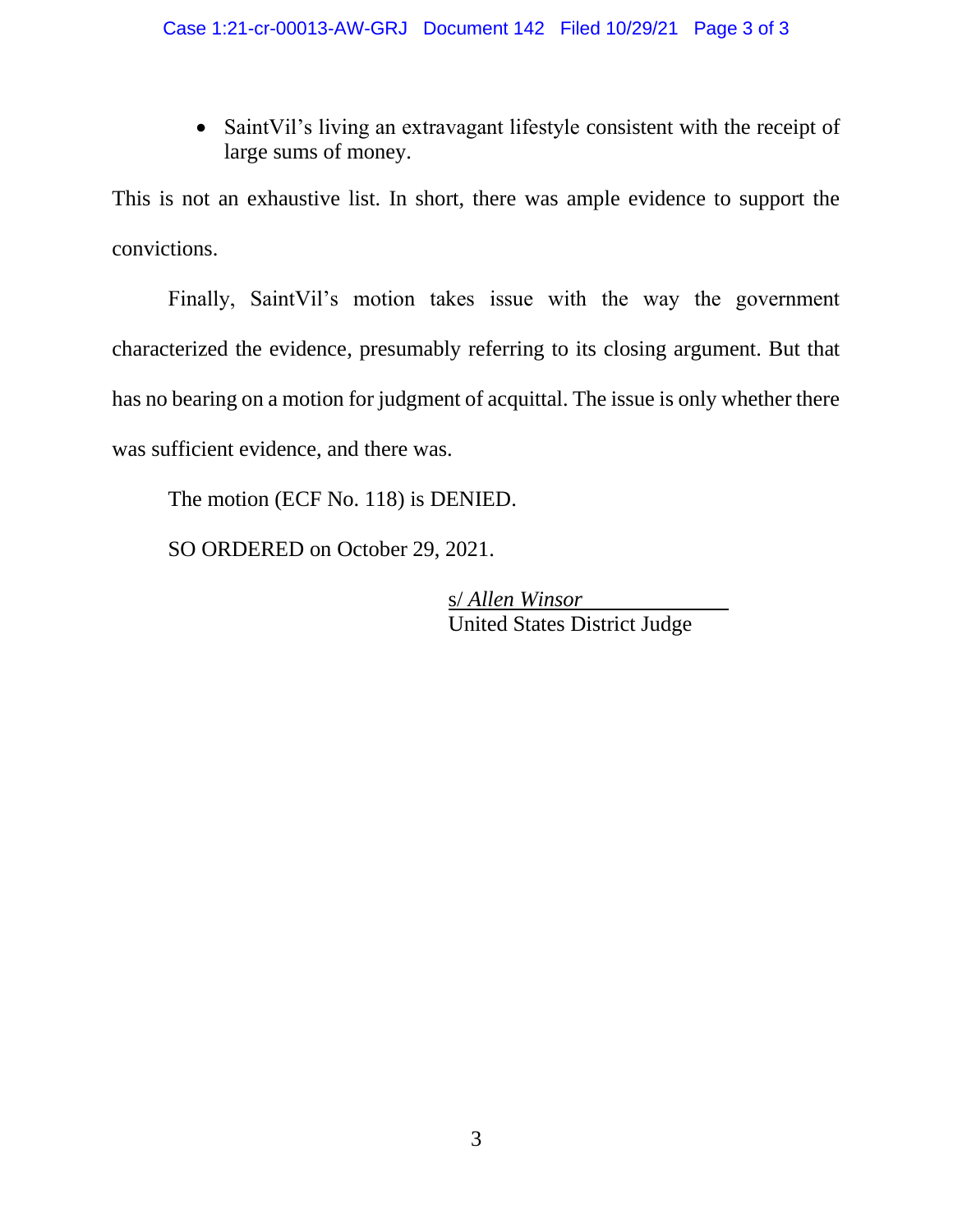- SaintVil's living an extravagant lifestyle consistent with the receipt of large sums of money.

This is not an exhaustive list. In short, there was ample evidence to support the convictions.

Finally, SaintVil's motion takes issue with the way the government characterized the evidence, presumably referring to its closing argument. But that has no bearing on a motion for judgment of acquittal. The issue is only whether there was sufficient evidence, and there was.

The motion (ECF No. 118) is DENIED.

SO ORDERED on October 29, 2021.

s/ *Allen Winsor*
United States District Judge